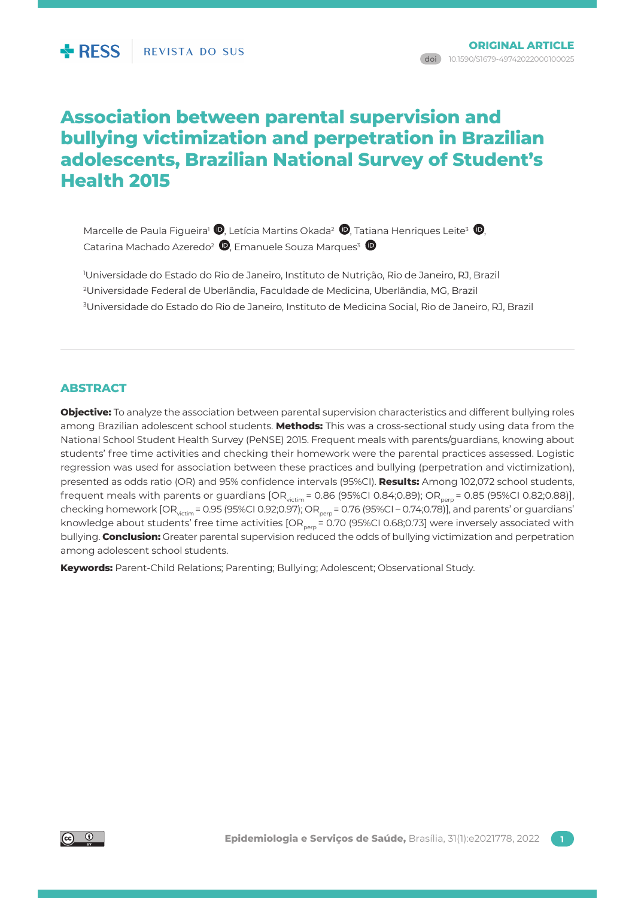ORIGINAL ARTICLE

doi 10.1590/S1679-49742022000100025

# Association between parental supervision and bullying victimization and perpetration in Brazilian adolescents, Brazilian National Survey of Student's Health 2015

Marcelle de Paula Figueira[1], Letícia Martins Okada[2], Tatiana Henriques Leite[3], Catarina Machado Azeredo[2], Emanuele Souza Marques[3]

[1]Universidade do Estado do Rio de Janeiro, Instituto de Nutrição, Rio de Janeiro, RJ, Brazil
[2]Universidade Federal de Uberlândia, Faculdade de Medicina, Uberlândia, MG, Brazil
[3]Universidade do Estado do Rio de Janeiro, Instituto de Medicina Social, Rio de Janeiro, RJ, Brazil

## ABSTRACT

**Objective:** To analyze the association between parental supervision characteristics and different bullying roles among Brazilian adolescent school students. **Methods:** This was a cross-sectional study using data from the National School Student Health Survey (PeNSE) 2015. Frequent meals with parents/guardians, knowing about students' free time activities and checking their homework were the parental practices assessed. Logistic regression was used for association between these practices and bullying (perpetration and victimization), presented as odds ratio (OR) and 95% confidence intervals (95%CI). **Results:** Among 102,072 school students, frequent meals with parents or guardians [$OR_{victim}$ = 0.86 (95%CI 0.84;0.89); $OR_{perp}$ = 0.85 (95%CI 0.82;0.88)], checking homework [$OR_{victim}$ = 0.95 (95%CI 0.92;0.97); $OR_{perp}$ = 0.76 (95%CI – 0.74;0.78)], and parents' or guardians' knowledge about students' free time activities [$OR_{perp}$ = 0.70 (95%CI 0.68;0.73] were inversely associated with bullying. **Conclusion:** Greater parental supervision reduced the odds of bullying victimization and perpetration among adolescent school students.

**Keywords:** Parent-Child Relations; Parenting; Bullying; Adolescent; Observational Study.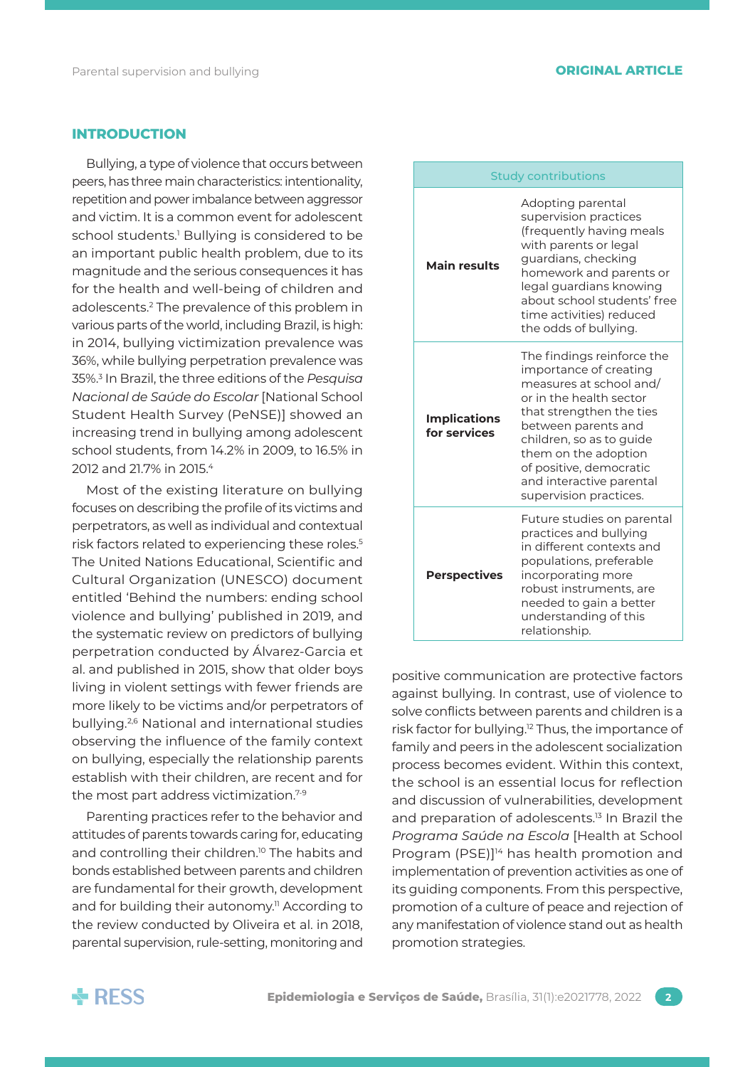## INTRODUCTION

Bullying, a type of violence that occurs between peers, has three main characteristics: intentionality, repetition and power imbalance between aggressor and victim. It is a common event for adolescent school students.[1] Bullying is considered to be an important public health problem, due to its magnitude and the serious consequences it has for the health and well-being of children and adolescents.[2] The prevalence of this problem in various parts of the world, including Brazil, is high: in 2014, bullying victimization prevalence was 36%, while bullying perpetration prevalence was 35%.[3] In Brazil, the three editions of the *Pesquisa Nacional de Saúde do Escolar* [National School Student Health Survey (PeNSE)] showed an increasing trend in bullying among adolescent school students, from 14.2% in 2009, to 16.5% in 2012 and 21.7% in 2015.[4]

Most of the existing literature on bullying focuses on describing the profile of its victims and perpetrators, as well as individual and contextual risk factors related to experiencing these roles.[5] The United Nations Educational, Scientific and Cultural Organization (UNESCO) document entitled 'Behind the numbers: ending school violence and bullying' published in 2019, and the systematic review on predictors of bullying perpetration conducted by Álvarez-Garcia et al. and published in 2015, show that older boys living in violent settings with fewer friends are more likely to be victims and/or perpetrators of bullying.[2,6] National and international studies observing the influence of the family context on bullying, especially the relationship parents establish with their children, are recent and for the most part address victimization.[7-9]

Parenting practices refer to the behavior and attitudes of parents towards caring for, educating and controlling their children.[10] The habits and bonds established between parents and children are fundamental for their growth, development and for building their autonomy.[11] According to the review conducted by Oliveira et al. in 2018, parental supervision, rule-setting, monitoring and positive communication are protective factors against bullying. In contrast, use of violence to solve conflicts between parents and children is a risk factor for bullying.[12] Thus, the importance of family and peers in the adolescent socialization process becomes evident. Within this context, the school is an essential locus for reflection and discussion of vulnerabilities, development and preparation of adolescents.[13] In Brazil the *Programa Saúde na Escola* [Health at School Program (PSE)][14] has health promotion and implementation of prevention activities as one of its guiding components. From this perspective, promotion of a culture of peace and rejection of any manifestation of violence stand out as health promotion strategies.

| Study contributions | |
|---|---|
| **Main results** | Adopting parental supervision practices (frequently having meals with parents or legal guardians, checking homework and parents or legal guardians knowing about school students' free time activities) reduced the odds of bullying. |
| **Implications for services** | The findings reinforce the importance of creating measures at school and/or in the health sector that strengthen the ties between parents and children, so as to guide them on the adoption of positive, democratic and interactive parental supervision practices. |
| **Perspectives** | Future studies on parental practices and bullying in different contexts and populations, preferable incorporating more robust instruments, are needed to gain a better understanding of this relationship. |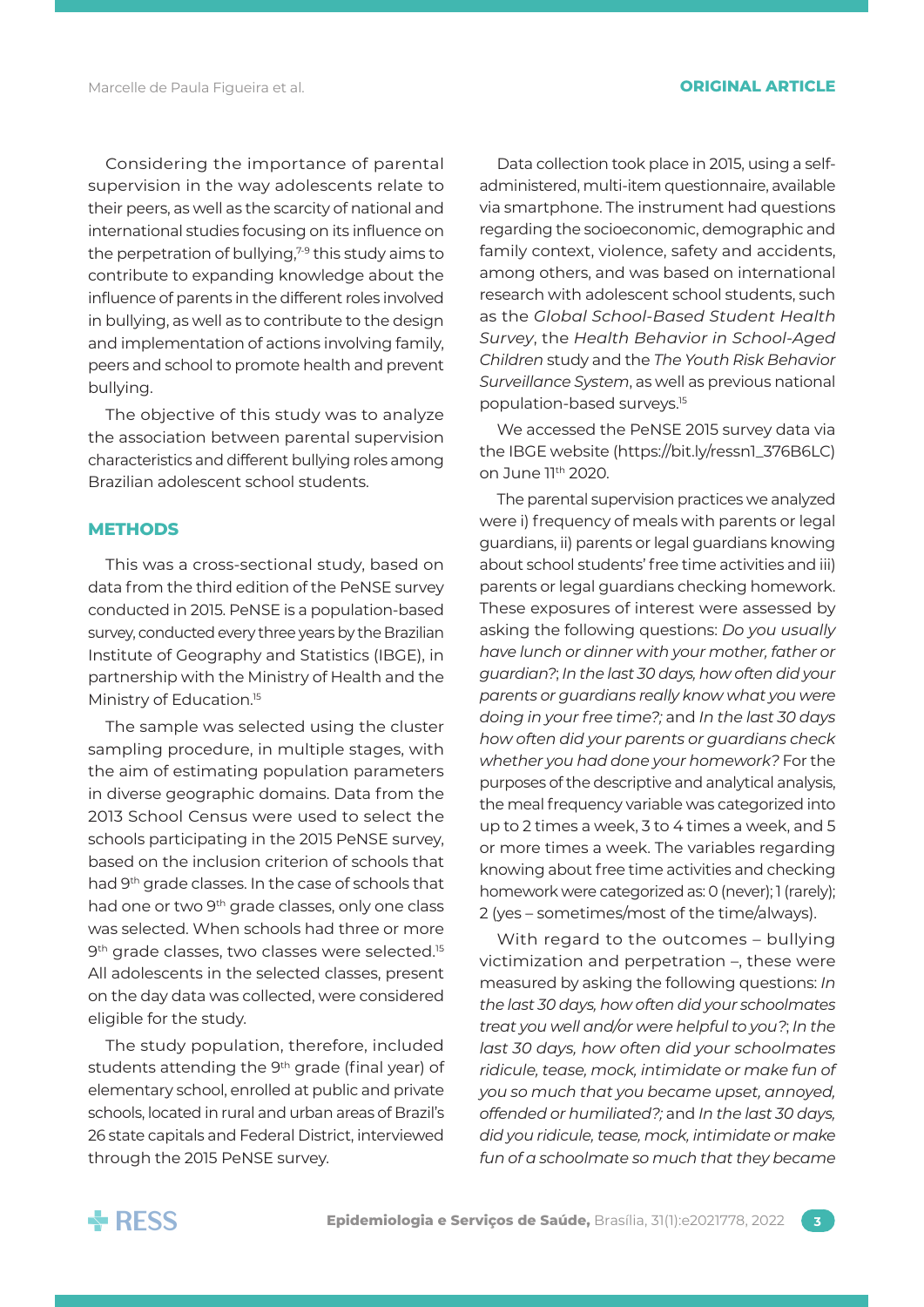Considering the importance of parental supervision in the way adolescents relate to their peers, as well as the scarcity of national and international studies focusing on its influence on the perpetration of bullying,[7-9] this study aims to contribute to expanding knowledge about the influence of parents in the different roles involved in bullying, as well as to contribute to the design and implementation of actions involving family, peers and school to promote health and prevent bullying.

The objective of this study was to analyze the association between parental supervision characteristics and different bullying roles among Brazilian adolescent school students.

## METHODS

This was a cross-sectional study, based on data from the third edition of the PeNSE survey conducted in 2015. PeNSE is a population-based survey, conducted every three years by the Brazilian Institute of Geography and Statistics (IBGE), in partnership with the Ministry of Health and the Ministry of Education.[15]

The sample was selected using the cluster sampling procedure, in multiple stages, with the aim of estimating population parameters in diverse geographic domains. Data from the 2013 School Census were used to select the schools participating in the 2015 PeNSE survey, based on the inclusion criterion of schools that had 9th grade classes. In the case of schools that had one or two 9th grade classes, only one class was selected. When schools had three or more 9th grade classes, two classes were selected.[15] All adolescents in the selected classes, present on the day data was collected, were considered eligible for the study.

The study population, therefore, included students attending the 9th grade (final year) of elementary school, enrolled at public and private schools, located in rural and urban areas of Brazil's 26 state capitals and Federal District, interviewed through the 2015 PeNSE survey.

Data collection took place in 2015, using a self-administered, multi-item questionnaire, available via smartphone. The instrument had questions regarding the socioeconomic, demographic and family context, violence, safety and accidents, among others, and was based on international research with adolescent school students, such as the *Global School-Based Student Health Survey*, the *Health Behavior in School-Aged Children* study and the *The Youth Risk Behavior Surveillance System*, as well as previous national population-based surveys.[15]

We accessed the PeNSE 2015 survey data via the IBGE website (https://bit.ly/ressn1_376B6LC) on June 11th 2020.

The parental supervision practices we analyzed were i) frequency of meals with parents or legal guardians, ii) parents or legal guardians knowing about school students' free time activities and iii) parents or legal guardians checking homework. These exposures of interest were assessed by asking the following questions: *Do you usually have lunch or dinner with your mother, father or guardian?*; *In the last 30 days, how often did your parents or guardians really know what you were doing in your free time?;* and *In the last 30 days how often did your parents or guardians check whether you had done your homework?* For the purposes of the descriptive and analytical analysis, the meal frequency variable was categorized into up to 2 times a week, 3 to 4 times a week, and 5 or more times a week. The variables regarding knowing about free time activities and checking homework were categorized as: 0 (never); 1 (rarely); 2 (yes – sometimes/most of the time/always).

With regard to the outcomes – bullying victimization and perpetration –, these were measured by asking the following questions: *In the last 30 days, how often did your schoolmates treat you well and/or were helpful to you?*; *In the last 30 days, how often did your schoolmates ridicule, tease, mock, intimidate or make fun of you so much that you became upset, annoyed, offended or humiliated?;* and *In the last 30 days, did you ridicule, tease, mock, intimidate or make fun of a schoolmate so much that they became*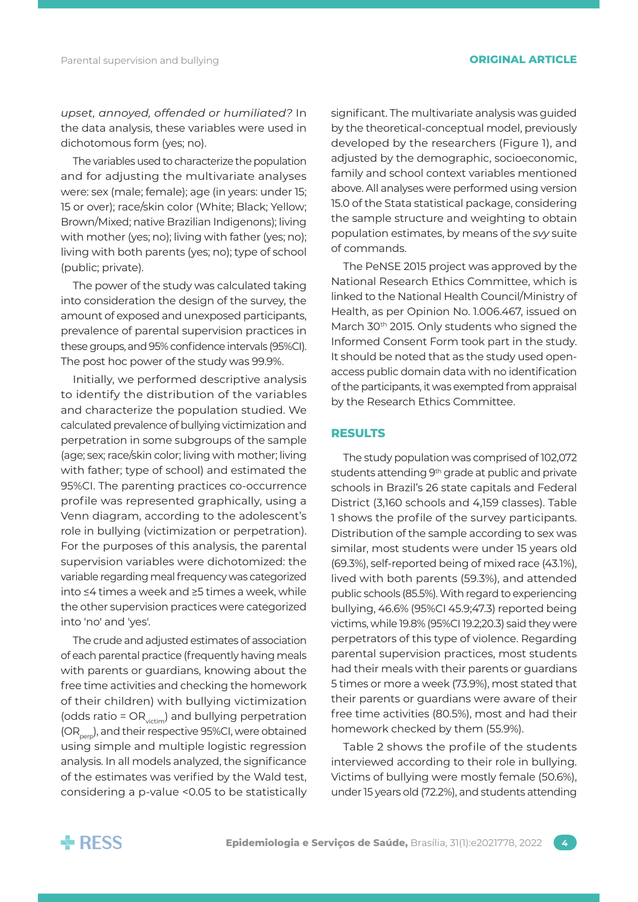*upset, annoyed, offended or humiliated?* In the data analysis, these variables were used in dichotomous form (yes; no).

The variables used to characterize the population and for adjusting the multivariate analyses were: sex (male; female); age (in years: under 15; 15 or over); race/skin color (White; Black; Yellow; Brown/Mixed; native Brazilian Indigenons); living with mother (yes; no); living with father (yes; no); living with both parents (yes; no); type of school (public; private).

The power of the study was calculated taking into consideration the design of the survey, the amount of exposed and unexposed participants, prevalence of parental supervision practices in these groups, and 95% confidence intervals (95%CI). The post hoc power of the study was 99.9%.

Initially, we performed descriptive analysis to identify the distribution of the variables and characterize the population studied. We calculated prevalence of bullying victimization and perpetration in some subgroups of the sample (age; sex; race/skin color; living with mother; living with father; type of school) and estimated the 95%CI. The parenting practices co-occurrence profile was represented graphically, using a Venn diagram, according to the adolescent's role in bullying (victimization or perpetration). For the purposes of this analysis, the parental supervision variables were dichotomized: the variable regarding meal frequency was categorized into ≤4 times a week and ≥5 times a week, while the other supervision practices were categorized into 'no' and 'yes'.

The crude and adjusted estimates of association of each parental practice (frequently having meals with parents or guardians, knowing about the free time activities and checking the homework of their children) with bullying victimization (odds ratio = $OR_{victim}$) and bullying perpetration ($OR_{perp}$), and their respective 95%CI, were obtained using simple and multiple logistic regression analysis. In all models analyzed, the significance of the estimates was verified by the Wald test, considering a p-value <0.05 to be statistically significant. The multivariate analysis was guided by the theoretical-conceptual model, previously developed by the researchers (Figure 1), and adjusted by the demographic, socioeconomic, family and school context variables mentioned above. All analyses were performed using version 15.0 of the Stata statistical package, considering the sample structure and weighting to obtain population estimates, by means of the *svy* suite of commands.

The PeNSE 2015 project was approved by the National Research Ethics Committee, which is linked to the National Health Council/Ministry of Health, as per Opinion No. 1.006.467, issued on March 30th 2015. Only students who signed the Informed Consent Form took part in the study. It should be noted that as the study used open-access public domain data with no identification of the participants, it was exempted from appraisal by the Research Ethics Committee.

## RESULTS

The study population was comprised of 102,072 students attending 9th grade at public and private schools in Brazil's 26 state capitals and Federal District (3,160 schools and 4,159 classes). Table 1 shows the profile of the survey participants. Distribution of the sample according to sex was similar, most students were under 15 years old (69.3%), self-reported being of mixed race (43.1%), lived with both parents (59.3%), and attended public schools (85.5%). With regard to experiencing bullying, 46.6% (95%CI 45.9;47.3) reported being victims, while 19.8% (95%CI 19.2;20.3) said they were perpetrators of this type of violence. Regarding parental supervision practices, most students had their meals with their parents or guardians 5 times or more a week (73.9%), most stated that their parents or guardians were aware of their free time activities (80.5%), most and had their homework checked by them (55.9%).

Table 2 shows the profile of the students interviewed according to their role in bullying. Victims of bullying were mostly female (50.6%), under 15 years old (72.2%), and students attending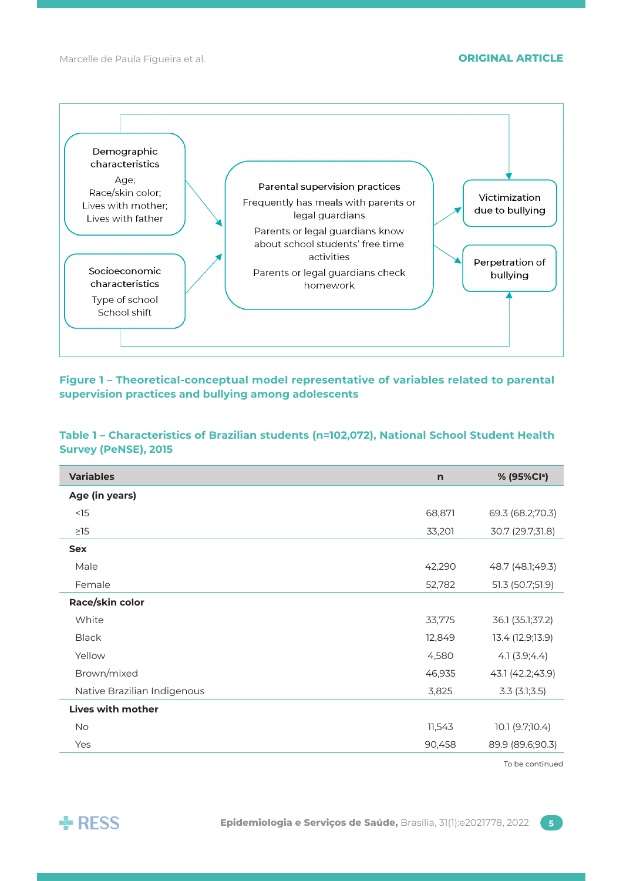Demographic characteristics

Age;
Race/skin color;
Lives with mother;
Lives with father

Socioeconomic characteristics

Type of school
School shift

Parental supervision practices

Frequently has meals with parents or legal guardians

Parents or legal guardians know about school students' free time activities

Parents or legal guardians check homework

Victimization due to bullying

Perpetration of bullying

**Figure 1 – Theoretical-conceptual model representative of variables related to parental supervision practices and bullying among adolescents**

**Table 1 – Characteristics of Brazilian students (n=102,072), National School Student Health Survey (PeNSE), 2015**

| Variables | n | % (95%CI[a]) |
|---|---|---|
| **Age (in years)** | | |
| <15 | 68,871 | 69.3 (68.2;70.3) |
| ≥15 | 33,201 | 30.7 (29.7;31.8) |
| **Sex** | | |
| Male | 42,290 | 48.7 (48.1;49.3) |
| Female | 52,782 | 51.3 (50.7;51.9) |
| **Race/skin color** | | |
| White | 33,775 | 36.1 (35.1;37.2) |
| Black | 12,849 | 13.4 (12.9;13.9) |
| Yellow | 4,580 | 4.1 (3.9;4.4) |
| Brown/mixed | 46,935 | 43.1 (42.2;43.9) |
| Native Brazilian Indigenous | 3,825 | 3.3 (3.1;3.5) |
| **Lives with mother** | | |
| No | 11,543 | 10.1 (9.7;10.4) |
| Yes | 90,458 | 89.9 (89.6;90.3) |

To be continued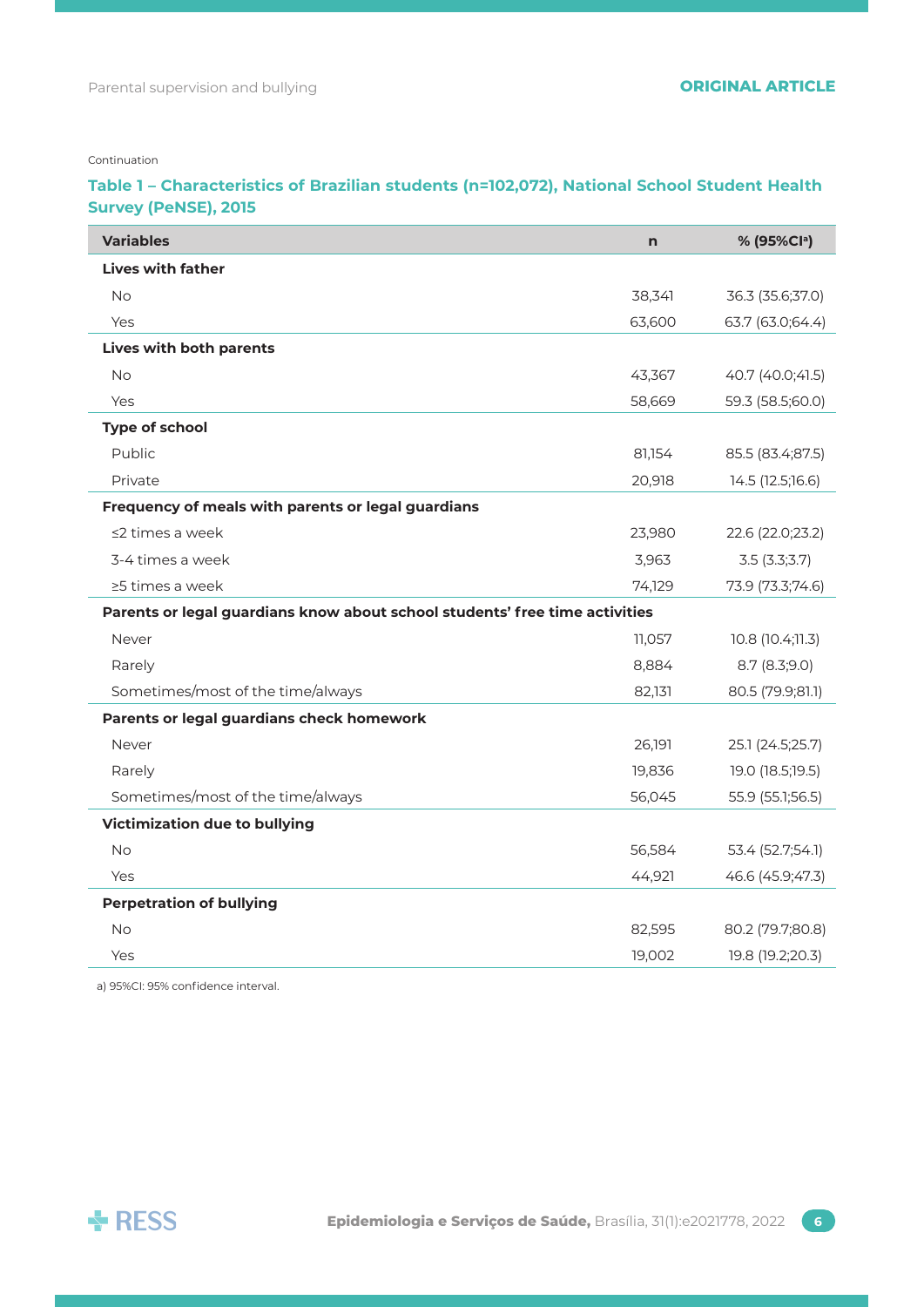Continuation

**Table 1 – Characteristics of Brazilian students (n=102,072), National School Student Health Survey (PeNSE), 2015**

| Variables | n | % (95%CI[a]) |
|---|---|---|
| **Lives with father** | | |
| No | 38,341 | 36.3 (35.6;37.0) |
| Yes | 63,600 | 63.7 (63.0;64.4) |
| **Lives with both parents** | | |
| No | 43,367 | 40.7 (40.0;41.5) |
| Yes | 58,669 | 59.3 (58.5;60.0) |
| **Type of school** | | |
| Public | 81,154 | 85.5 (83.4;87.5) |
| Private | 20,918 | 14.5 (12.5;16.6) |
| **Frequency of meals with parents or legal guardians** | | |
| ≤2 times a week | 23,980 | 22.6 (22.0;23.2) |
| 3-4 times a week | 3,963 | 3.5 (3.3;3.7) |
| ≥5 times a week | 74,129 | 73.9 (73.3;74.6) |
| **Parents or legal guardians know about school students' free time activities** | | |
| Never | 11,057 | 10.8 (10.4;11.3) |
| Rarely | 8,884 | 8.7 (8.3;9.0) |
| Sometimes/most of the time/always | 82,131 | 80.5 (79.9;81.1) |
| **Parents or legal guardians check homework** | | |
| Never | 26,191 | 25.1 (24.5;25.7) |
| Rarely | 19,836 | 19.0 (18.5;19.5) |
| Sometimes/most of the time/always | 56,045 | 55.9 (55.1;56.5) |
| **Victimization due to bullying** | | |
| No | 56,584 | 53.4 (52.7;54.1) |
| Yes | 44,921 | 46.6 (45.9;47.3) |
| **Perpetration of bullying** | | |
| No | 82,595 | 80.2 (79.7;80.8) |
| Yes | 19,002 | 19.8 (19.2;20.3) |

a) 95%CI: 95% confidence interval.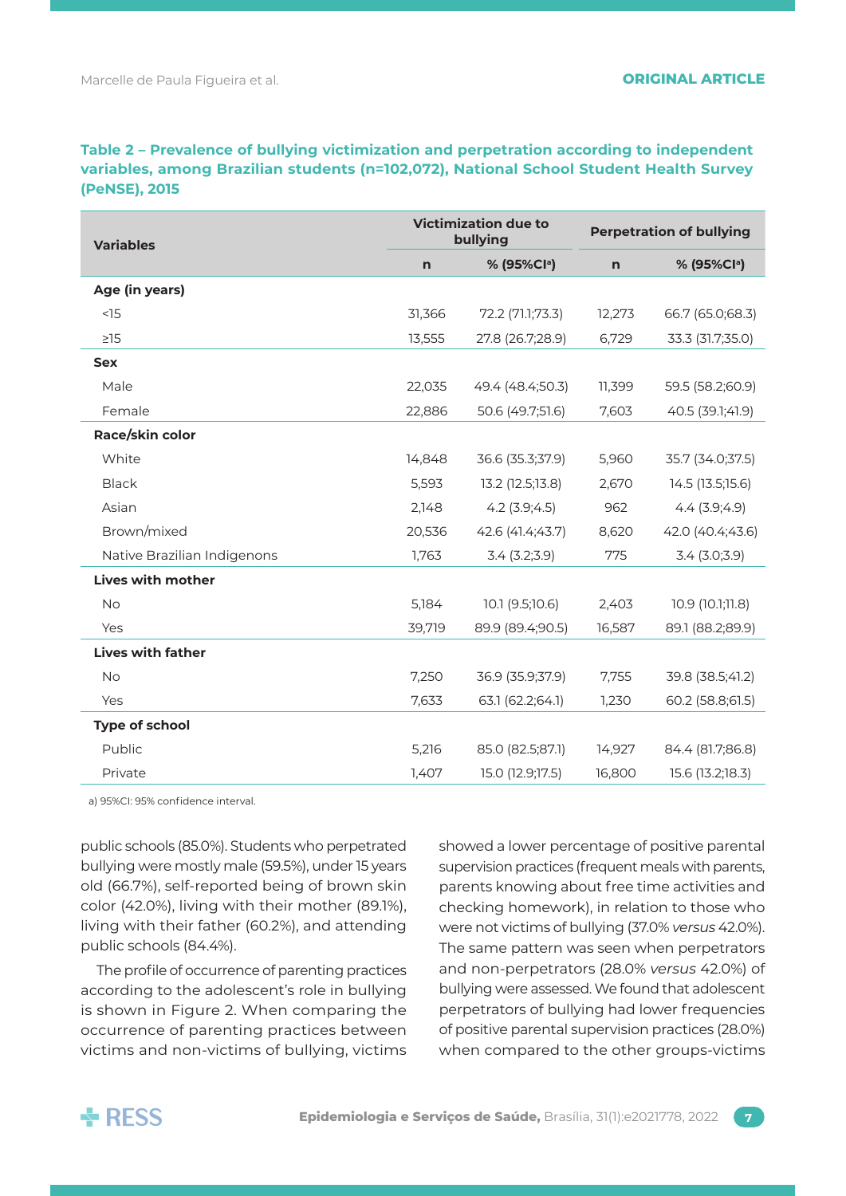**Table 2 – Prevalence of bullying victimization and perpetration according to independent variables, among Brazilian students (n=102,072), National School Student Health Survey (PeNSE), 2015**

| Variables | Victimization due to bullying | | Perpetration of bullying | |
|---|---|---|---|---|
| | n | % (95%CI[a]) | n | % (95%CI[a]) |
| **Age (in years)** | | | | |
| <15 | 31,366 | 72.2 (71.1;73.3) | 12,273 | 66.7 (65.0;68.3) |
| ≥15 | 13,555 | 27.8 (26.7;28.9) | 6,729 | 33.3 (31.7;35.0) |
| **Sex** | | | | |
| Male | 22,035 | 49.4 (48.4;50.3) | 11,399 | 59.5 (58.2;60.9) |
| Female | 22,886 | 50.6 (49.7;51.6) | 7,603 | 40.5 (39.1;41.9) |
| **Race/skin color** | | | | |
| White | 14,848 | 36.6 (35.3;37.9) | 5,960 | 35.7 (34.0;37.5) |
| Black | 5,593 | 13.2 (12.5;13.8) | 2,670 | 14.5 (13.5;15.6) |
| Asian | 2,148 | 4.2 (3.9;4.5) | 962 | 4.4 (3.9;4.9) |
| Brown/mixed | 20,536 | 42.6 (41.4;43.7) | 8,620 | 42.0 (40.4;43.6) |
| Native Brazilian Indigenons | 1,763 | 3.4 (3.2;3.9) | 775 | 3.4 (3.0;3.9) |
| **Lives with mother** | | | | |
| No | 5,184 | 10.1 (9.5;10.6) | 2,403 | 10.9 (10.1;11.8) |
| Yes | 39,719 | 89.9 (89.4;90.5) | 16,587 | 89.1 (88.2;89.9) |
| **Lives with father** | | | | |
| No | 7,250 | 36.9 (35.9;37.9) | 7,755 | 39.8 (38.5;41.2) |
| Yes | 7,633 | 63.1 (62.2;64.1) | 1,230 | 60.2 (58.8;61.5) |
| **Type of school** | | | | |
| Public | 5,216 | 85.0 (82.5;87.1) | 14,927 | 84.4 (81.7;86.8) |
| Private | 1,407 | 15.0 (12.9;17.5) | 16,800 | 15.6 (13.2;18.3) |

a) 95%CI: 95% confidence interval.

public schools (85.0%). Students who perpetrated bullying were mostly male (59.5%), under 15 years old (66.7%), self-reported being of brown skin color (42.0%), living with their mother (89.1%), living with their father (60.2%), and attending public schools (84.4%).

The profile of occurrence of parenting practices according to the adolescent's role in bullying is shown in Figure 2. When comparing the occurrence of parenting practices between victims and non-victims of bullying, victims showed a lower percentage of positive parental supervision practices (frequent meals with parents, parents knowing about free time activities and checking homework), in relation to those who were not victims of bullying (37.0% *versus* 42.0%). The same pattern was seen when perpetrators and non-perpetrators (28.0% *versus* 42.0%) of bullying were assessed. We found that adolescent perpetrators of bullying had lower frequencies of positive parental supervision practices (28.0%) when compared to the other groups-victims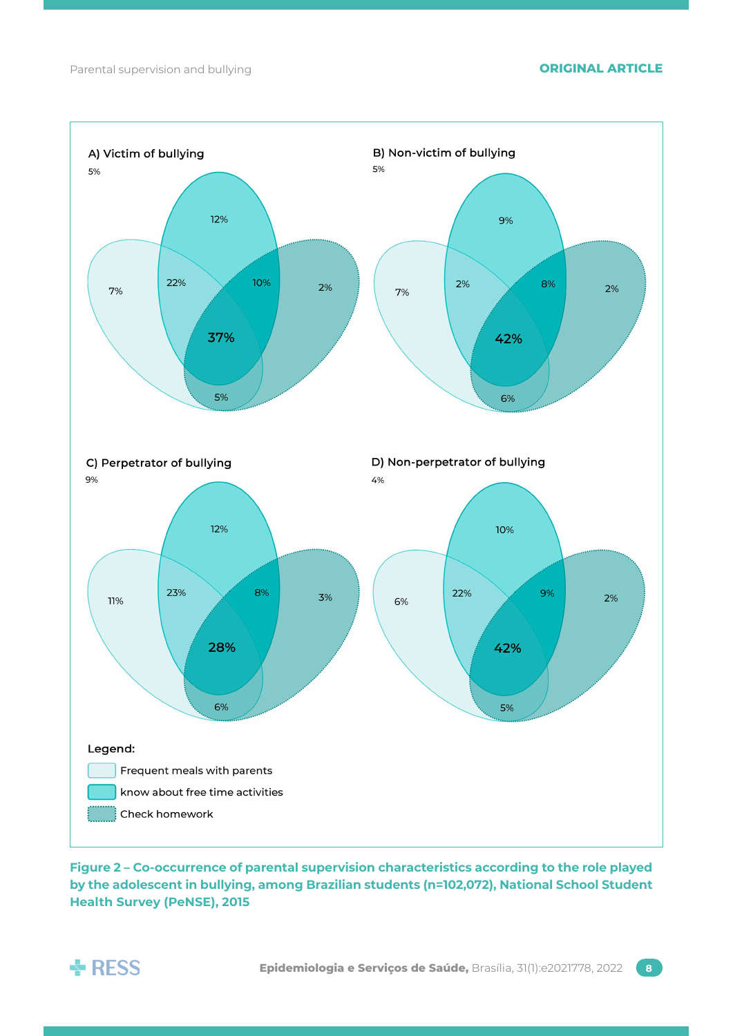A) Victim of bullying

5%

12%

7%

22%

10%

2%

37%

5%

B) Non-victim of bullying

5%

9%

7%

2%

8%

2%

42%

6%

C) Perpetrator of bullying

9%

12%

11%

23%

8%

3%

28%

6%

D) Non-perpetrator of bullying

4%

10%

6%

22%

9%

2%

42%

5%

Legend:

Frequent meals with parents

know about free time activities

Check homework

**Figure 2 – Co-occurrence of parental supervision characteristics according to the role played by the adolescent in bullying, among Brazilian students (n=102,072), National School Student Health Survey (PeNSE), 2015**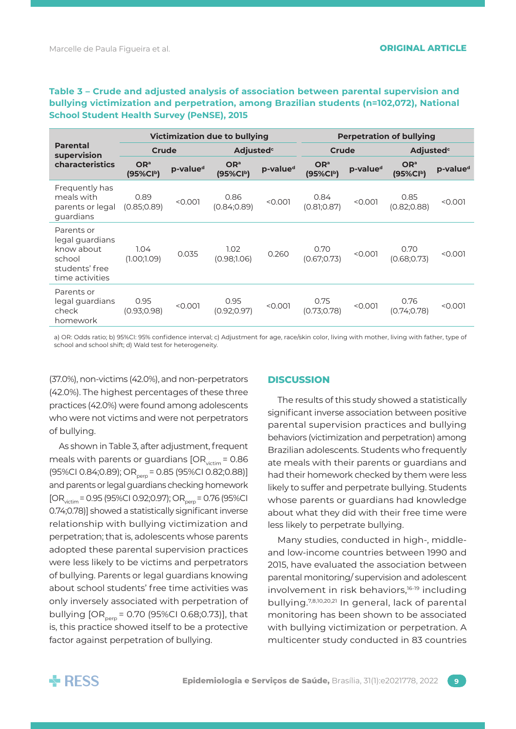**Table 3 – Crude and adjusted analysis of association between parental supervision and bullying victimization and perpetration, among Brazilian students (n=102,072), National School Student Health Survey (PeNSE), 2015**

| Parental supervision characteristics | Victimization due to bullying | | | | Perpetration of bullying | | | |
|---|---|---|---|---|---|---|---|---|
| | Crude | | Adjusted[c] | | Crude | | Adjusted[c] | |
| | OR[a] (95%CI[b]) | p-value[d] | OR[a] (95%CI[b]) | p-value[d] | OR[a] (95%CI[b]) | p-value[d] | OR[a] (95%CI[b]) | p-value[d] |
| Frequently has meals with parents or legal guardians | 0.89 (0.85;0.89) | <0.001 | 0.86 (0.84;0.89) | <0.001 | 0.84 (0.81;0.87) | <0.001 | 0.85 (0.82;0.88) | <0.001 |
| Parents or legal guardians know about school students' free time activities | 1.04 (1.00;1.09) | 0.035 | 1.02 (0.98;1.06) | 0.260 | 0.70 (0.67;0.73) | <0.001 | 0.70 (0.68;0.73) | <0.001 |
| Parents or legal guardians check homework | 0.95 (0.93;0.98) | <0.001 | 0.95 (0.92;0.97) | <0.001 | 0.75 (0.73;0.78) | <0.001 | 0.76 (0.74;0.78) | <0.001 |

a) OR: Odds ratio; b) 95%CI: 95% confidence interval; c) Adjustment for age, race/skin color, living with mother, living with father, type of school and school shift; d) Wald test for heterogeneity.

(37.0%), non-victims (42.0%), and non-perpetrators (42.0%). The highest percentages of these three practices (42.0%) were found among adolescents who were not victims and were not perpetrators of bullying.

As shown in Table 3, after adjustment, frequent meals with parents or guardians [$OR_{victim}$ = 0.86 (95%CI 0.84;0.89); $OR_{perp}$ = 0.85 (95%CI 0.82;0.88)] and parents or legal guardians checking homework [$OR_{victim}$ = 0.95 (95%CI 0.92;0.97); $OR_{perp}$ = 0.76 (95%CI 0.74;0.78)] showed a statistically significant inverse relationship with bullying victimization and perpetration; that is, adolescents whose parents adopted these parental supervision practices were less likely to be victims and perpetrators of bullying. Parents or legal guardians knowing about school students' free time activities was only inversely associated with perpetration of bullying [$OR_{perp}$ = 0.70 (95%CI 0.68;0.73)], that is, this practice showed itself to be a protective factor against perpetration of bullying.

## DISCUSSION

The results of this study showed a statistically significant inverse association between positive parental supervision practices and bullying behaviors (victimization and perpetration) among Brazilian adolescents. Students who frequently ate meals with their parents or guardians and had their homework checked by them were less likely to suffer and perpetrate bullying. Students whose parents or guardians had knowledge about what they did with their free time were less likely to perpetrate bullying.

Many studies, conducted in high-, middle- and low-income countries between 1990 and 2015, have evaluated the association between parental monitoring/ supervision and adolescent involvement in risk behaviors,[16-19] including bullying.[7,8,10,20,21] In general, lack of parental monitoring has been shown to be associated with bullying victimization or perpetration. A multicenter study conducted in 83 countries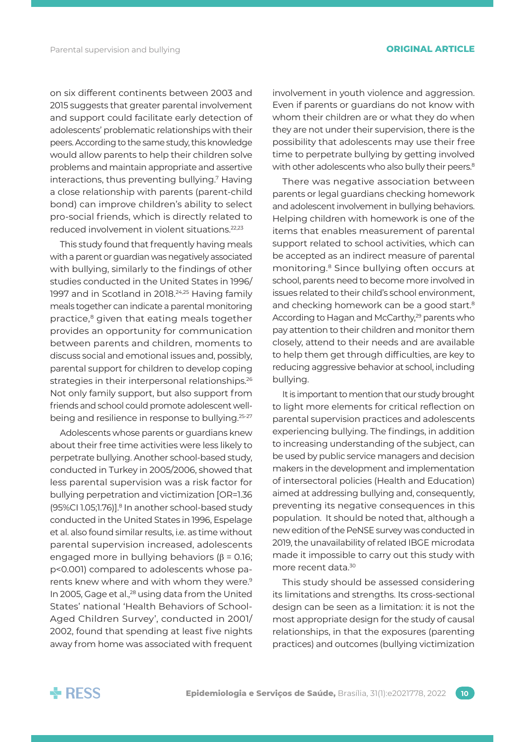on six different continents between 2003 and 2015 suggests that greater parental involvement and support could facilitate early detection of adolescents' problematic relationships with their peers. According to the same study, this knowledge would allow parents to help their children solve problems and maintain appropriate and assertive interactions, thus preventing bullying.[7] Having a close relationship with parents (parent-child bond) can improve children's ability to select pro-social friends, which is directly related to reduced involvement in violent situations.[22,23]

This study found that frequently having meals with a parent or guardian was negatively associated with bullying, similarly to the findings of other studies conducted in the United States in 1996/1997 and in Scotland in 2018.[24,25] Having family meals together can indicate a parental monitoring practice,[8] given that eating meals together provides an opportunity for communication between parents and children, moments to discuss social and emotional issues and, possibly, parental support for children to develop coping strategies in their interpersonal relationships.[26] Not only family support, but also support from friends and school could promote adolescent well-being and resilience in response to bullying.[25-27]

Adolescents whose parents or guardians knew about their free time activities were less likely to perpetrate bullying. Another school-based study, conducted in Turkey in 2005/2006, showed that less parental supervision was a risk factor for bullying perpetration and victimization [OR=1.36 (95%CI 1.05;1.76)].[8] In another school-based study conducted in the United States in 1996, Espelage et al. also found similar results, i.e. as time without parental supervision increased, adolescents engaged more in bullying behaviors ($\beta$ = 0.16; $p<0.001$) compared to adolescents whose parents knew where and with whom they were.[9] In 2005, Gage et al.,[28] using data from the United States' national 'Health Behaviors of School-Aged Children Survey', conducted in 2001/2002, found that spending at least five nights away from home was associated with frequent involvement in youth violence and aggression. Even if parents or guardians do not know with whom their children are or what they do when they are not under their supervision, there is the possibility that adolescents may use their free time to perpetrate bullying by getting involved with other adolescents who also bully their peers.[8]

There was negative association between parents or legal guardians checking homework and adolescent involvement in bullying behaviors. Helping children with homework is one of the items that enables measurement of parental support related to school activities, which can be accepted as an indirect measure of parental monitoring.[8] Since bullying often occurs at school, parents need to become more involved in issues related to their child's school environment, and checking homework can be a good start.[8] According to Hagan and McCarthy,[29] parents who pay attention to their children and monitor them closely, attend to their needs and are available to help them get through difficulties, are key to reducing aggressive behavior at school, including bullying.

It is important to mention that our study brought to light more elements for critical reflection on parental supervision practices and adolescents experiencing bullying. The findings, in addition to increasing understanding of the subject, can be used by public service managers and decision makers in the development and implementation of intersectoral policies (Health and Education) aimed at addressing bullying and, consequently, preventing its negative consequences in this population. It should be noted that, although a new edition of the PeNSE survey was conducted in 2019, the unavailability of related IBGE microdata made it impossible to carry out this study with more recent data.[30]

This study should be assessed considering its limitations and strengths. Its cross-sectional design can be seen as a limitation: it is not the most appropriate design for the study of causal relationships, in that the exposures (parenting practices) and outcomes (bullying victimization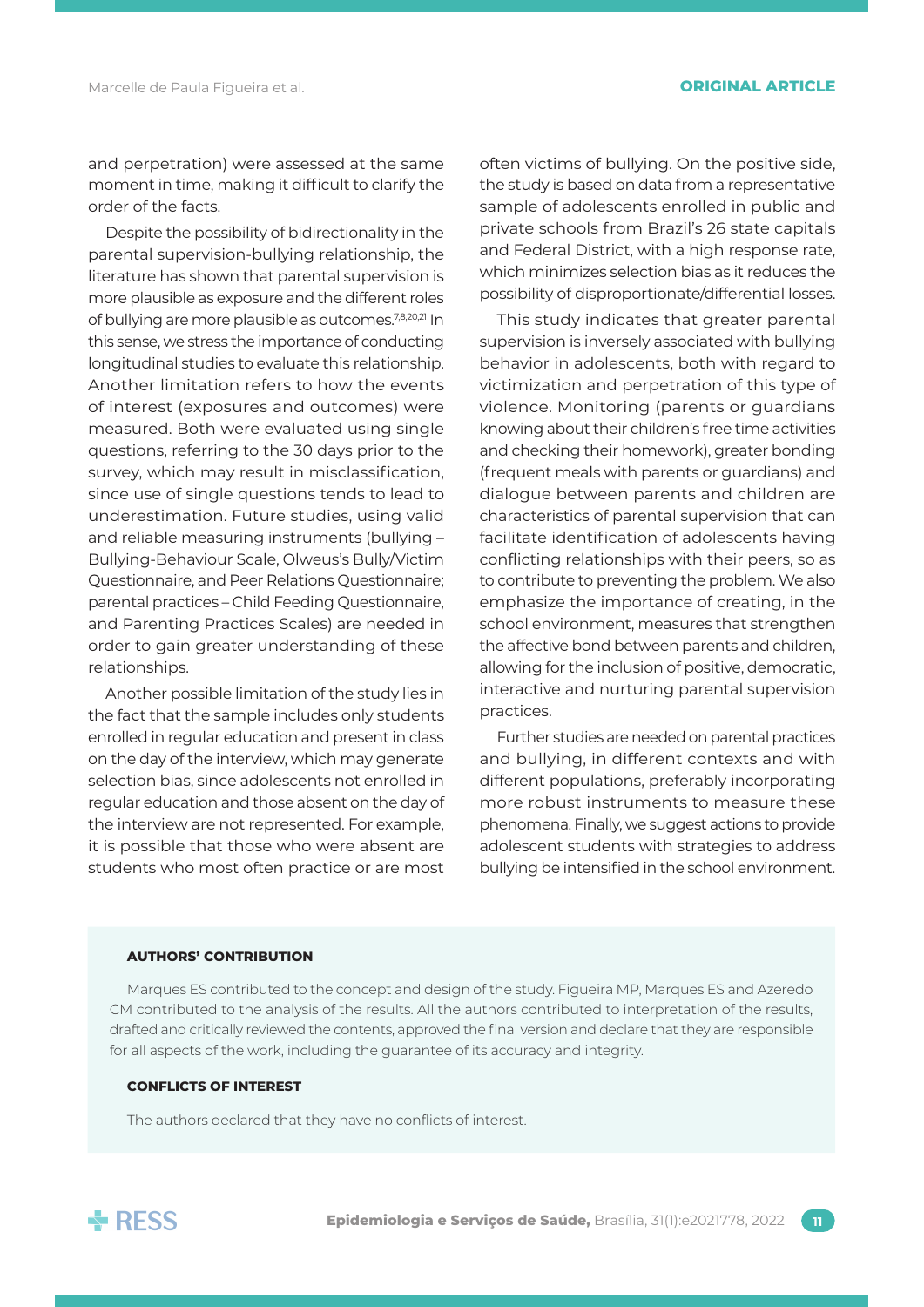and perpetration) were assessed at the same moment in time, making it difficult to clarify the order of the facts.

Despite the possibility of bidirectionality in the parental supervision-bullying relationship, the literature has shown that parental supervision is more plausible as exposure and the different roles of bullying are more plausible as outcomes.[7,8,20,21] In this sense, we stress the importance of conducting longitudinal studies to evaluate this relationship. Another limitation refers to how the events of interest (exposures and outcomes) were measured. Both were evaluated using single questions, referring to the 30 days prior to the survey, which may result in misclassification, since use of single questions tends to lead to underestimation. Future studies, using valid and reliable measuring instruments (bullying – Bullying-Behaviour Scale, Olweus's Bully/Victim Questionnaire, and Peer Relations Questionnaire; parental practices – Child Feeding Questionnaire, and Parenting Practices Scales) are needed in order to gain greater understanding of these relationships.

Another possible limitation of the study lies in the fact that the sample includes only students enrolled in regular education and present in class on the day of the interview, which may generate selection bias, since adolescents not enrolled in regular education and those absent on the day of the interview are not represented. For example, it is possible that those who were absent are students who most often practice or are most often victims of bullying. On the positive side, the study is based on data from a representative sample of adolescents enrolled in public and private schools from Brazil's 26 state capitals and Federal District, with a high response rate, which minimizes selection bias as it reduces the possibility of disproportionate/differential losses.

This study indicates that greater parental supervision is inversely associated with bullying behavior in adolescents, both with regard to victimization and perpetration of this type of violence. Monitoring (parents or guardians knowing about their children's free time activities and checking their homework), greater bonding (frequent meals with parents or guardians) and dialogue between parents and children are characteristics of parental supervision that can facilitate identification of adolescents having conflicting relationships with their peers, so as to contribute to preventing the problem. We also emphasize the importance of creating, in the school environment, measures that strengthen the affective bond between parents and children, allowing for the inclusion of positive, democratic, interactive and nurturing parental supervision practices.

Further studies are needed on parental practices and bullying, in different contexts and with different populations, preferably incorporating more robust instruments to measure these phenomena. Finally, we suggest actions to provide adolescent students with strategies to address bullying be intensified in the school environment.

#### AUTHORS' CONTRIBUTION

Marques ES contributed to the concept and design of the study. Figueira MP, Marques ES and Azeredo CM contributed to the analysis of the results. All the authors contributed to interpretation of the results, drafted and critically reviewed the contents, approved the final version and declare that they are responsible for all aspects of the work, including the guarantee of its accuracy and integrity.

#### CONFLICTS OF INTEREST

The authors declared that they have no conflicts of interest.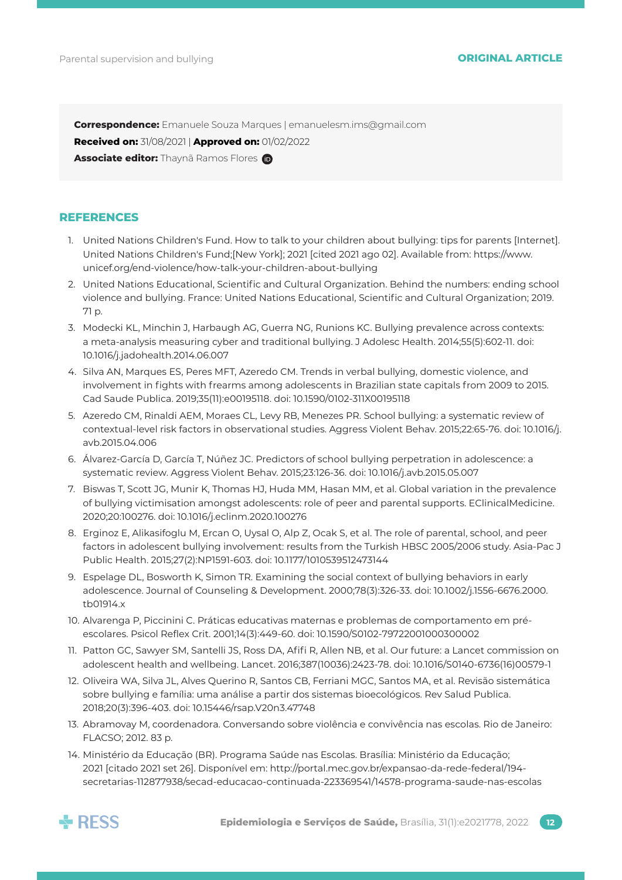**Correspondence:** Emanuele Souza Marques | emanuelesm.ims@gmail.com
**Received on:** 31/08/2021 | **Approved on:** 01/02/2022
**Associate editor:** Thaynã Ramos Flores

## REFERENCES

1. United Nations Children's Fund. How to talk to your children about bullying: tips for parents [Internet]. United Nations Children's Fund;[New York]; 2021 [cited 2021 ago 02]. Available from: https://www.unicef.org/end-violence/how-talk-your-children-about-bullying
2. United Nations Educational, Scientific and Cultural Organization. Behind the numbers: ending school violence and bullying. France: United Nations Educational, Scientific and Cultural Organization; 2019. 71 p.
3. Modecki KL, Minchin J, Harbaugh AG, Guerra NG, Runions KC. Bullying prevalence across contexts: a meta-analysis measuring cyber and traditional bullying. J Adolesc Health. 2014;55(5):602-11. doi: 10.1016/j.jadohealth.2014.06.007
4. Silva AN, Marques ES, Peres MFT, Azeredo CM. Trends in verbal bullying, domestic violence, and involvement in fights with frearms among adolescents in Brazilian state capitals from 2009 to 2015. Cad Saude Publica. 2019;35(11):e00195118. doi: 10.1590/0102-311X00195118
5. Azeredo CM, Rinaldi AEM, Moraes CL, Levy RB, Menezes PR. School bullying: a systematic review of contextual-level risk factors in observational studies. Aggress Violent Behav. 2015;22:65-76. doi: 10.1016/j.avb.2015.04.006
6. Álvarez-García D, García T, Núñez JC. Predictors of school bullying perpetration in adolescence: a systematic review. Aggress Violent Behav. 2015;23:126-36. doi: 10.1016/j.avb.2015.05.007
7. Biswas T, Scott JG, Munir K, Thomas HJ, Huda MM, Hasan MM, et al. Global variation in the prevalence of bullying victimisation amongst adolescents: role of peer and parental supports. EClinicalMedicine. 2020;20:100276. doi: 10.1016/j.eclinm.2020.100276
8. Erginoz E, Alikasifoglu M, Ercan O, Uysal O, Alp Z, Ocak S, et al. The role of parental, school, and peer factors in adolescent bullying involvement: results from the Turkish HBSC 2005/2006 study. Asia-Pac J Public Health. 2015;27(2):NP1591-603. doi: 10.1177/1010539512473144
9. Espelage DL, Bosworth K, Simon TR. Examining the social context of bullying behaviors in early adolescence. Journal of Counseling & Development. 2000;78(3):326-33. doi: 10.1002/j.1556-6676.2000.tb01914.x
10. Alvarenga P, Piccinini C. Práticas educativas maternas e problemas de comportamento em pré-escolares. Psicol Reflex Crit. 2001;14(3):449-60. doi: 10.1590/S0102-79722001000300002
11. Patton GC, Sawyer SM, Santelli JS, Ross DA, Afifi R, Allen NB, et al. Our future: a Lancet commission on adolescent health and wellbeing. Lancet. 2016;387(10036):2423-78. doi: 10.1016/S0140-6736(16)00579-1
12. Oliveira WA, Silva JL, Alves Querino R, Santos CB, Ferriani MGC, Santos MA, et al. Revisão sistemática sobre bullying e família: uma análise a partir dos sistemas bioecológicos. Rev Salud Publica. 2018;20(3):396-403. doi: 10.15446/rsap.V20n3.47748
13. Abramovay M, coordenadora. Conversando sobre violência e convivência nas escolas. Rio de Janeiro: FLACSO; 2012. 83 p.
14. Ministério da Educação (BR). Programa Saúde nas Escolas. Brasília: Ministério da Educação; 2021 [citado 2021 set 26]. Disponível em: http://portal.mec.gov.br/expansao-da-rede-federal/194-secretarias-112877938/secad-educacao-continuada-223369541/14578-programa-saude-nas-escolas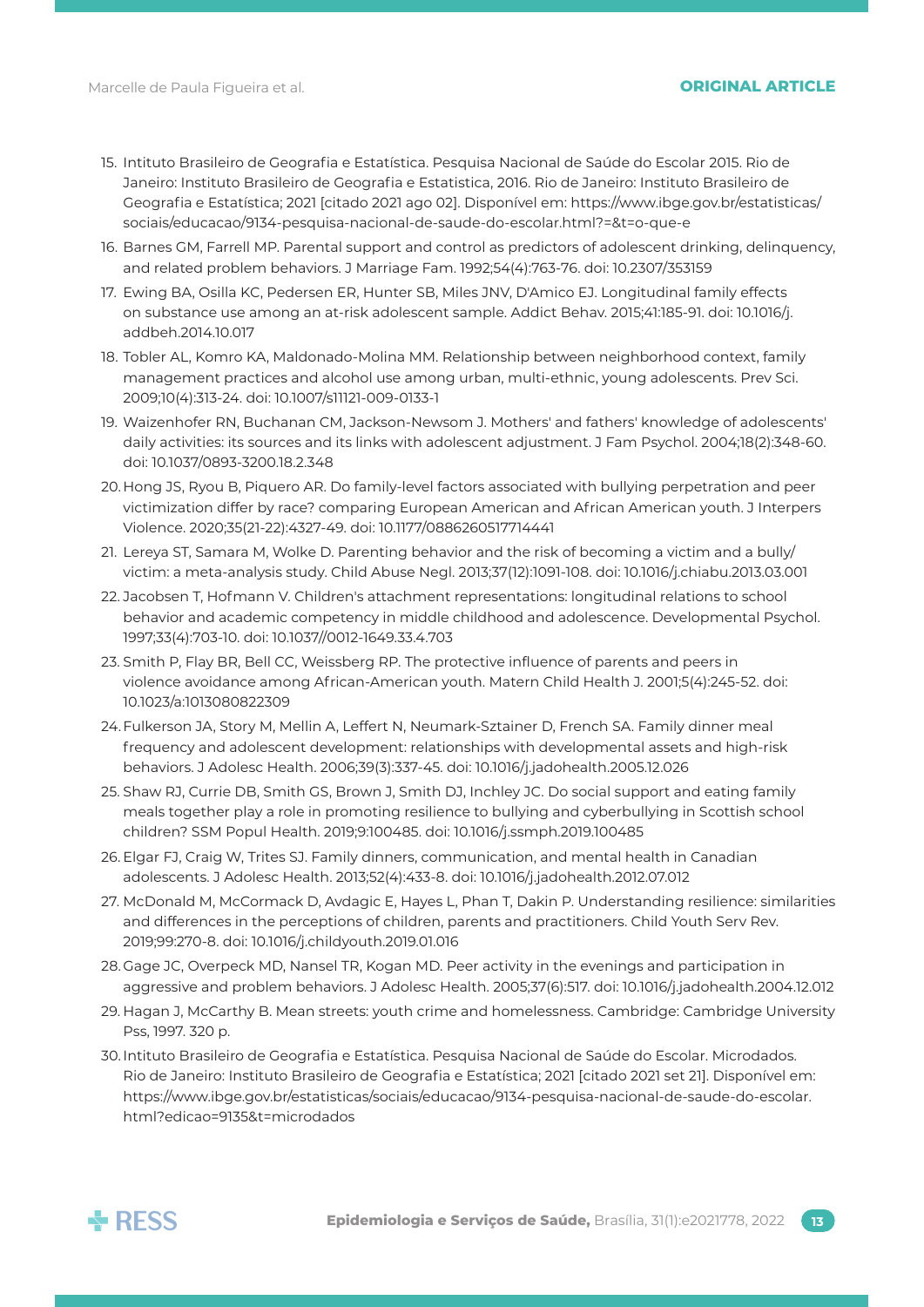15. Intituto Brasileiro de Geografia e Estatística. Pesquisa Nacional de Saúde do Escolar 2015. Rio de Janeiro: Instituto Brasileiro de Geografia e Estatistica, 2016. Rio de Janeiro: Instituto Brasileiro de Geografia e Estatística; 2021 [citado 2021 ago 02]. Disponível em: https://www.ibge.gov.br/estatisticas/sociais/educacao/9134-pesquisa-nacional-de-saude-do-escolar.html?=&t=o-que-e
16. Barnes GM, Farrell MP. Parental support and control as predictors of adolescent drinking, delinquency, and related problem behaviors. J Marriage Fam. 1992;54(4):763-76. doi: 10.2307/353159
17. Ewing BA, Osilla KC, Pedersen ER, Hunter SB, Miles JNV, D'Amico EJ. Longitudinal family effects on substance use among an at-risk adolescent sample. Addict Behav. 2015;41:185-91. doi: 10.1016/j.addbeh.2014.10.017
18. Tobler AL, Komro KA, Maldonado-Molina MM. Relationship between neighborhood context, family management practices and alcohol use among urban, multi-ethnic, young adolescents. Prev Sci. 2009;10(4):313-24. doi: 10.1007/s11121-009-0133-1
19. Waizenhofer RN, Buchanan CM, Jackson-Newsom J. Mothers' and fathers' knowledge of adolescents' daily activities: its sources and its links with adolescent adjustment. J Fam Psychol. 2004;18(2):348-60. doi: 10.1037/0893-3200.18.2.348
20. Hong JS, Ryou B, Piquero AR. Do family-level factors associated with bullying perpetration and peer victimization differ by race? comparing European American and African American youth. J Interpers Violence. 2020;35(21-22):4327-49. doi: 10.1177/0886260517714441
21. Lereya ST, Samara M, Wolke D. Parenting behavior and the risk of becoming a victim and a bully/victim: a meta-analysis study. Child Abuse Negl. 2013;37(12):1091-108. doi: 10.1016/j.chiabu.2013.03.001
22. Jacobsen T, Hofmann V. Children's attachment representations: longitudinal relations to school behavior and academic competency in middle childhood and adolescence. Developmental Psychol. 1997;33(4):703-10. doi: 10.1037//0012-1649.33.4.703
23. Smith P, Flay BR, Bell CC, Weissberg RP. The protective influence of parents and peers in violence avoidance among African-American youth. Matern Child Health J. 2001;5(4):245-52. doi: 10.1023/a:1013080822309
24. Fulkerson JA, Story M, Mellin A, Leffert N, Neumark-Sztainer D, French SA. Family dinner meal frequency and adolescent development: relationships with developmental assets and high-risk behaviors. J Adolesc Health. 2006;39(3):337-45. doi: 10.1016/j.jadohealth.2005.12.026
25. Shaw RJ, Currie DB, Smith GS, Brown J, Smith DJ, Inchley JC. Do social support and eating family meals together play a role in promoting resilience to bullying and cyberbullying in Scottish school children? SSM Popul Health. 2019;9:100485. doi: 10.1016/j.ssmph.2019.100485
26. Elgar FJ, Craig W, Trites SJ. Family dinners, communication, and mental health in Canadian adolescents. J Adolesc Health. 2013;52(4):433-8. doi: 10.1016/j.jadohealth.2012.07.012
27. McDonald M, McCormack D, Avdagic E, Hayes L, Phan T, Dakin P. Understanding resilience: similarities and differences in the perceptions of children, parents and practitioners. Child Youth Serv Rev. 2019;99:270-8. doi: 10.1016/j.childyouth.2019.01.016
28. Gage JC, Overpeck MD, Nansel TR, Kogan MD. Peer activity in the evenings and participation in aggressive and problem behaviors. J Adolesc Health. 2005;37(6):517. doi: 10.1016/j.jadohealth.2004.12.012
29. Hagan J, McCarthy B. Mean streets: youth crime and homelessness. Cambridge: Cambridge University Pss, 1997. 320 p.
30. Intituto Brasileiro de Geografia e Estatística. Pesquisa Nacional de Saúde do Escolar. Microdados. Rio de Janeiro: Instituto Brasileiro de Geografia e Estatística; 2021 [citado 2021 set 21]. Disponível em: https://www.ibge.gov.br/estatisticas/sociais/educacao/9134-pesquisa-nacional-de-saude-do-escolar.html?edicao=9135&t=microdados